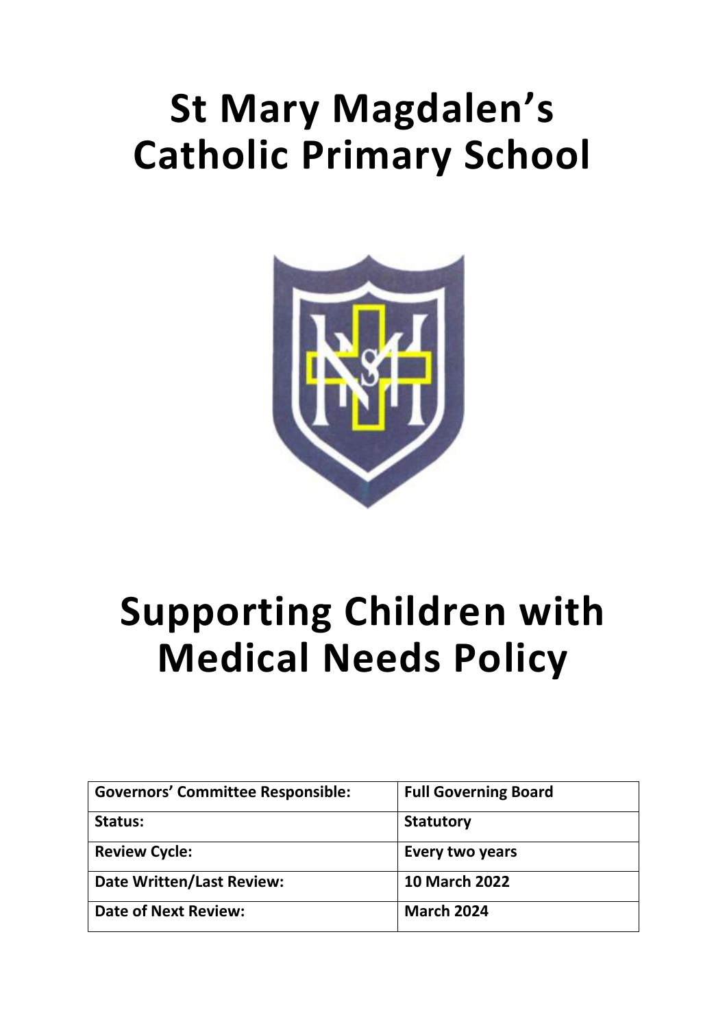# St Mary Magdalen's Catholic Primary School

# Supporting Children with Medical Needs Policy

| Governors' Committee Responsible: | Full Governing Board |
|---|---|
| Status: | Statutory |
| Review Cycle: | Every two years |
| Date Written/Last Review: | 10 March 2022 |
| Date of Next Review: | March 2024 |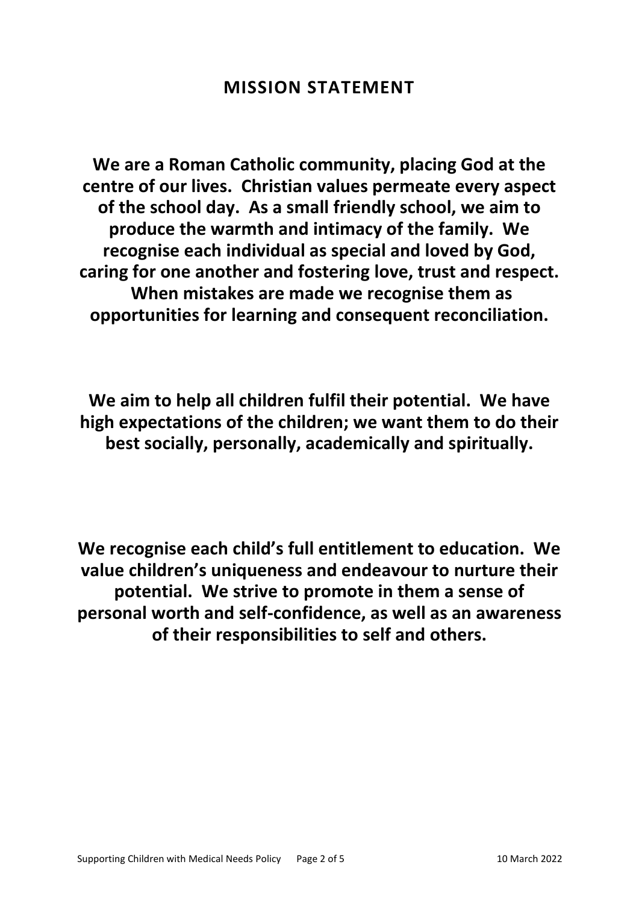# MISSION STATEMENT

**We are a Roman Catholic community, placing God at the centre of our lives. Christian values permeate every aspect of the school day. As a small friendly school, we aim to produce the warmth and intimacy of the family. We recognise each individual as special and loved by God, caring for one another and fostering love, trust and respect. When mistakes are made we recognise them as opportunities for learning and consequent reconciliation.**

**We aim to help all children fulfil their potential. We have high expectations of the children; we want them to do their best socially, personally, academically and spiritually.**

**We recognise each child's full entitlement to education. We value children's uniqueness and endeavour to nurture their potential. We strive to promote in them a sense of personal worth and self-confidence, as well as an awareness of their responsibilities to self and others.**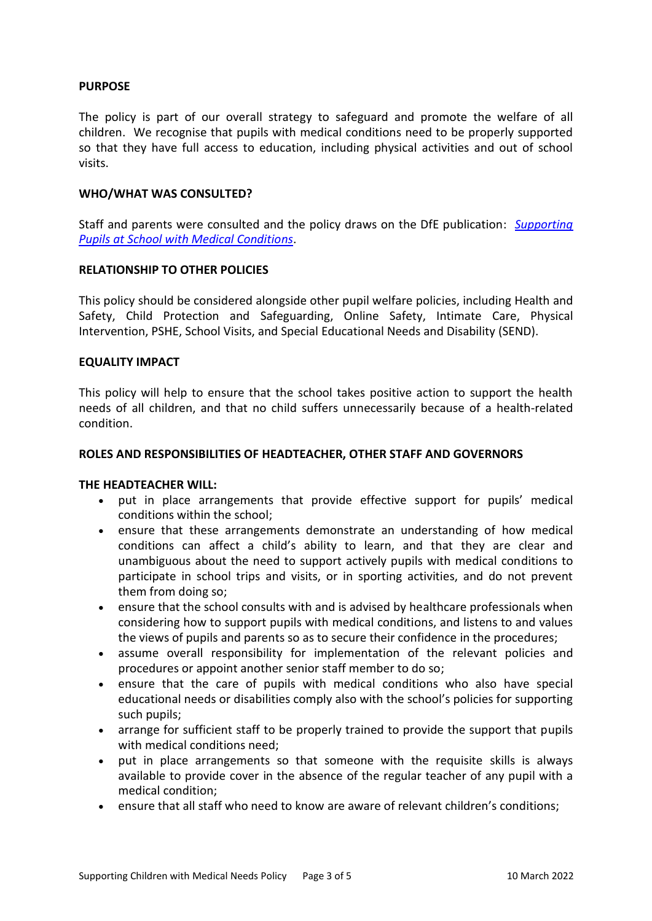## PURPOSE

The policy is part of our overall strategy to safeguard and promote the welfare of all children. We recognise that pupils with medical conditions need to be properly supported so that they have full access to education, including physical activities and out of school visits.

## WHO/WHAT WAS CONSULTED?

Staff and parents were consulted and the policy draws on the DfE publication: *Supporting Pupils at School with Medical Conditions*.

## RELATIONSHIP TO OTHER POLICIES

This policy should be considered alongside other pupil welfare policies, including Health and Safety, Child Protection and Safeguarding, Online Safety, Intimate Care, Physical Intervention, PSHE, School Visits, and Special Educational Needs and Disability (SEND).

## EQUALITY IMPACT

This policy will help to ensure that the school takes positive action to support the health needs of all children, and that no child suffers unnecessarily because of a health-related condition.

## ROLES AND RESPONSIBILITIES OF HEADTEACHER, OTHER STAFF AND GOVERNORS

### THE HEADTEACHER WILL:

- put in place arrangements that provide effective support for pupils' medical conditions within the school;
- ensure that these arrangements demonstrate an understanding of how medical conditions can affect a child's ability to learn, and that they are clear and unambiguous about the need to support actively pupils with medical conditions to participate in school trips and visits, or in sporting activities, and do not prevent them from doing so;
- ensure that the school consults with and is advised by healthcare professionals when considering how to support pupils with medical conditions, and listens to and values the views of pupils and parents so as to secure their confidence in the procedures;
- assume overall responsibility for implementation of the relevant policies and procedures or appoint another senior staff member to do so;
- ensure that the care of pupils with medical conditions who also have special educational needs or disabilities comply also with the school's policies for supporting such pupils;
- arrange for sufficient staff to be properly trained to provide the support that pupils with medical conditions need;
- put in place arrangements so that someone with the requisite skills is always available to provide cover in the absence of the regular teacher of any pupil with a medical condition;
- ensure that all staff who need to know are aware of relevant children's conditions;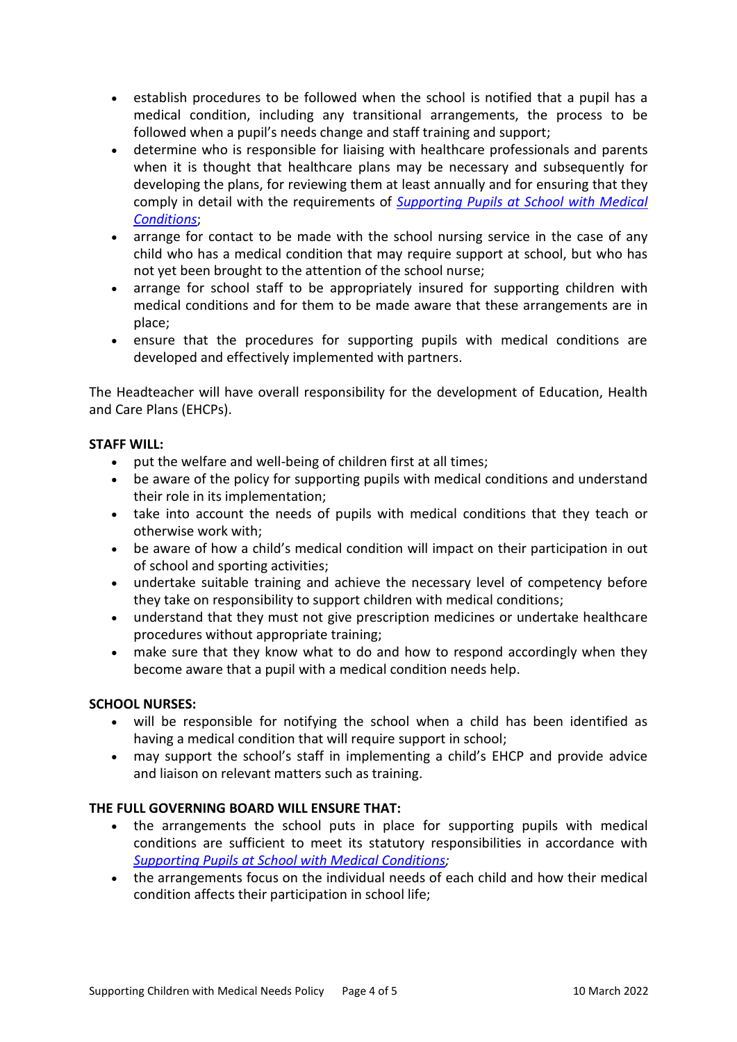- establish procedures to be followed when the school is notified that a pupil has a medical condition, including any transitional arrangements, the process to be followed when a pupil's needs change and staff training and support;
- determine who is responsible for liaising with healthcare professionals and parents when it is thought that healthcare plans may be necessary and subsequently for developing the plans, for reviewing them at least annually and for ensuring that they comply in detail with the requirements of *Supporting Pupils at School with Medical Conditions*;
- arrange for contact to be made with the school nursing service in the case of any child who has a medical condition that may require support at school, but who has not yet been brought to the attention of the school nurse;
- arrange for school staff to be appropriately insured for supporting children with medical conditions and for them to be made aware that these arrangements are in place;
- ensure that the procedures for supporting pupils with medical conditions are developed and effectively implemented with partners.

The Headteacher will have overall responsibility for the development of Education, Health and Care Plans (EHCPs).

**STAFF WILL:**

- put the welfare and well-being of children first at all times;
- be aware of the policy for supporting pupils with medical conditions and understand their role in its implementation;
- take into account the needs of pupils with medical conditions that they teach or otherwise work with;
- be aware of how a child's medical condition will impact on their participation in out of school and sporting activities;
- undertake suitable training and achieve the necessary level of competency before they take on responsibility to support children with medical conditions;
- understand that they must not give prescription medicines or undertake healthcare procedures without appropriate training;
- make sure that they know what to do and how to respond accordingly when they become aware that a pupil with a medical condition needs help.

**SCHOOL NURSES:**

- will be responsible for notifying the school when a child has been identified as having a medical condition that will require support in school;
- may support the school's staff in implementing a child's EHCP and provide advice and liaison on relevant matters such as training.

**THE FULL GOVERNING BOARD WILL ENSURE THAT:**

- the arrangements the school puts in place for supporting pupils with medical conditions are sufficient to meet its statutory responsibilities in accordance with *Supporting Pupils at School with Medical Conditions;*
- the arrangements focus on the individual needs of each child and how their medical condition affects their participation in school life;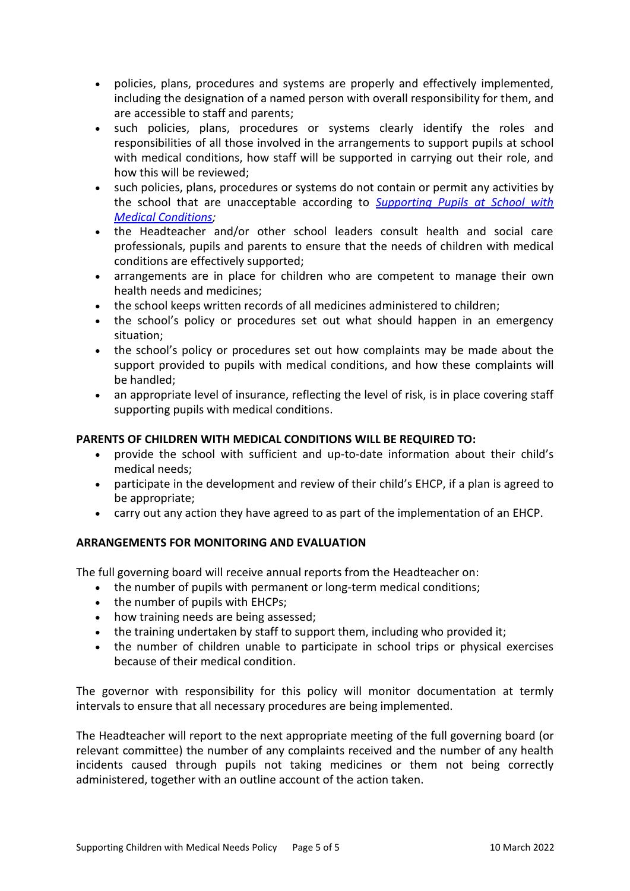- policies, plans, procedures and systems are properly and effectively implemented, including the designation of a named person with overall responsibility for them, and are accessible to staff and parents;
- such policies, plans, procedures or systems clearly identify the roles and responsibilities of all those involved in the arrangements to support pupils at school with medical conditions, how staff will be supported in carrying out their role, and how this will be reviewed;
- such policies, plans, procedures or systems do not contain or permit any activities by the school that are unacceptable according to *Supporting Pupils at School with Medical Conditions;*
- the Headteacher and/or other school leaders consult health and social care professionals, pupils and parents to ensure that the needs of children with medical conditions are effectively supported;
- arrangements are in place for children who are competent to manage their own health needs and medicines;
- the school keeps written records of all medicines administered to children;
- the school's policy or procedures set out what should happen in an emergency situation;
- the school's policy or procedures set out how complaints may be made about the support provided to pupils with medical conditions, and how these complaints will be handled;
- an appropriate level of insurance, reflecting the level of risk, is in place covering staff supporting pupils with medical conditions.

**PARENTS OF CHILDREN WITH MEDICAL CONDITIONS WILL BE REQUIRED TO:**

- provide the school with sufficient and up-to-date information about their child's medical needs;
- participate in the development and review of their child's EHCP, if a plan is agreed to be appropriate;
- carry out any action they have agreed to as part of the implementation of an EHCP.

**ARRANGEMENTS FOR MONITORING AND EVALUATION**

The full governing board will receive annual reports from the Headteacher on:

- the number of pupils with permanent or long-term medical conditions;
- the number of pupils with EHCPs;
- how training needs are being assessed;
- the training undertaken by staff to support them, including who provided it;
- the number of children unable to participate in school trips or physical exercises because of their medical condition.

The governor with responsibility for this policy will monitor documentation at termly intervals to ensure that all necessary procedures are being implemented.

The Headteacher will report to the next appropriate meeting of the full governing board (or relevant committee) the number of any complaints received and the number of any health incidents caused through pupils not taking medicines or them not being correctly administered, together with an outline account of the action taken.